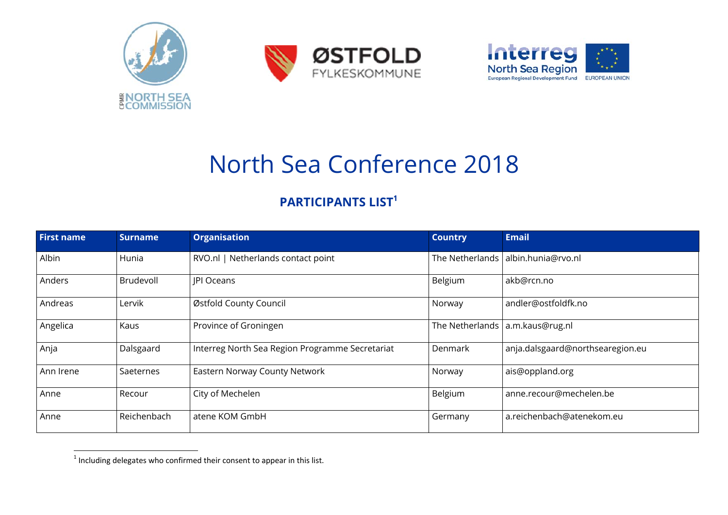# North Sea Conference 2018

## PARTICIPANTS LIST[1]

| First name | Surname | Organisation | Country | Email |
|---|---|---|---|---|
| Albin | Hunia | RVO.nl \| Netherlands contact point | The Netherlands | albin.hunia@rvo.nl |
| Anders | Brudevoll | JPI Oceans | Belgium | akb@rcn.no |
| Andreas | Lervik | Østfold County Council | Norway | andler@ostfoldfk.no |
| Angelica | Kaus | Province of Groningen | The Netherlands | a.m.kaus@rug.nl |
| Anja | Dalsgaard | Interreg North Sea Region Programme Secretariat | Denmark | anja.dalsgaard@northsearegion.eu |
| Ann Irene | Saeternes | Eastern Norway County Network | Norway | ais@oppland.org |
| Anne | Recour | City of Mechelen | Belgium | anne.recour@mechelen.be |
| Anne | Reichenbach | atene KOM GmbH | Germany | a.reichenbach@atenekom.eu |

[1] Including delegates who confirmed their consent to appear in this list.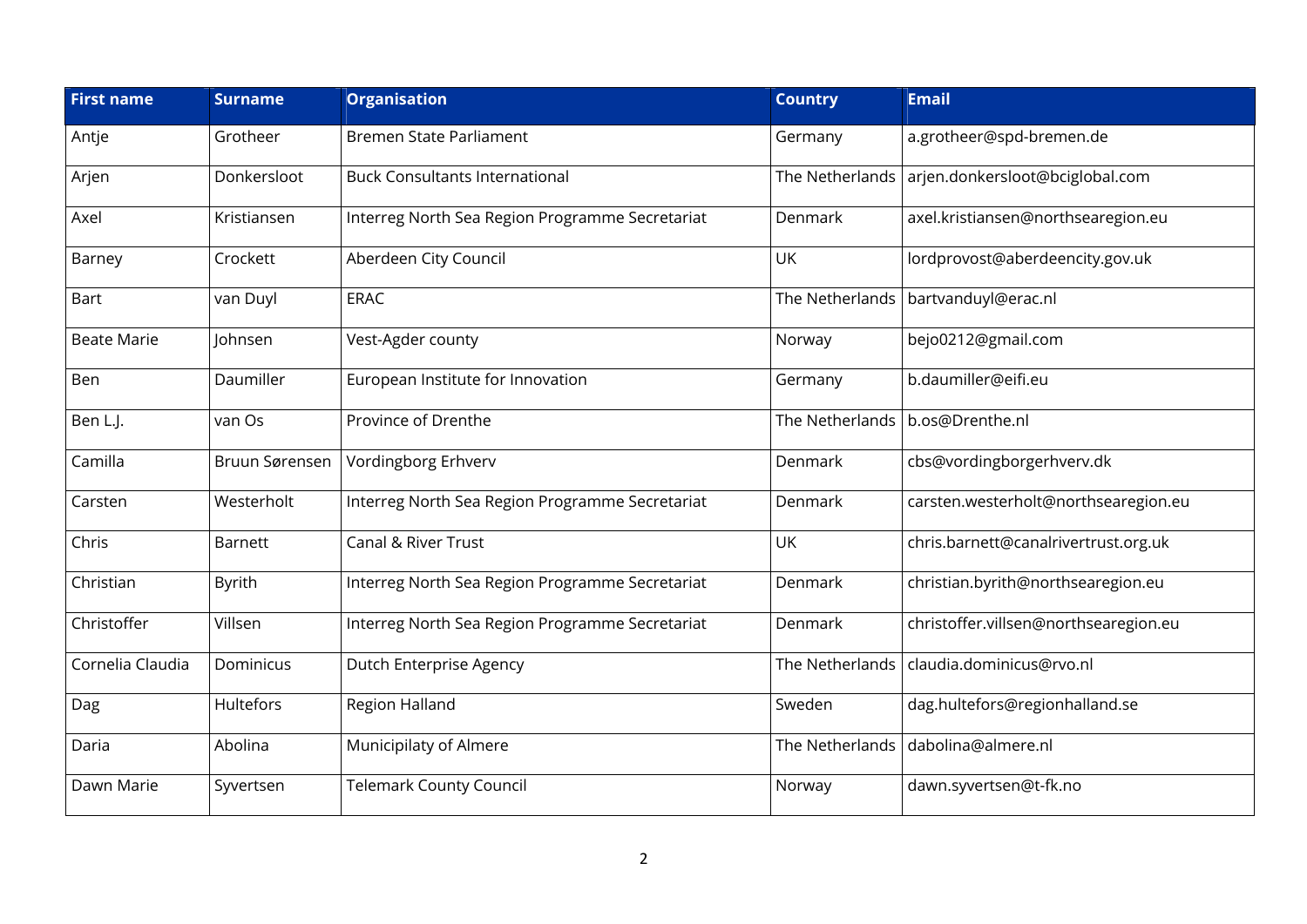| First name | Surname | Organisation | Country | Email |
| --- | --- | --- | --- | --- |
| Antje | Grotheer | Bremen State Parliament | Germany | a.grotheer@spd-bremen.de |
| Arjen | Donkersloot | Buck Consultants International | The Netherlands | arjen.donkersloot@bciglobal.com |
| Axel | Kristiansen | Interreg North Sea Region Programme Secretariat | Denmark | axel.kristiansen@northsearegion.eu |
| Barney | Crockett | Aberdeen City Council | UK | lordprovost@aberdeencity.gov.uk |
| Bart | van Duyl | ERAC | The Netherlands | bartvanduyl@erac.nl |
| Beate Marie | Johnsen | Vest-Agder county | Norway | bejo0212@gmail.com |
| Ben | Daumiller | European Institute for Innovation | Germany | b.daumiller@eifi.eu |
| Ben L.J. | van Os | Province of Drenthe | The Netherlands | b.os@Drenthe.nl |
| Camilla | Bruun Sørensen | Vordingborg Erhverv | Denmark | cbs@vordingborgerhverv.dk |
| Carsten | Westerholt | Interreg North Sea Region Programme Secretariat | Denmark | carsten.westerholt@northsearegion.eu |
| Chris | Barnett | Canal & River Trust | UK | chris.barnett@canalrivertrust.org.uk |
| Christian | Byrith | Interreg North Sea Region Programme Secretariat | Denmark | christian.byrith@northsearegion.eu |
| Christoffer | Villsen | Interreg North Sea Region Programme Secretariat | Denmark | christoffer.villsen@northsearegion.eu |
| Cornelia Claudia | Dominicus | Dutch Enterprise Agency | The Netherlands | claudia.dominicus@rvo.nl |
| Dag | Hultefors | Region Halland | Sweden | dag.hultefors@regionhalland.se |
| Daria | Abolina | Municipilaty of Almere | The Netherlands | dabolina@almere.nl |
| Dawn Marie | Syvertsen | Telemark County Council | Norway | dawn.syvertsen@t-fk.no |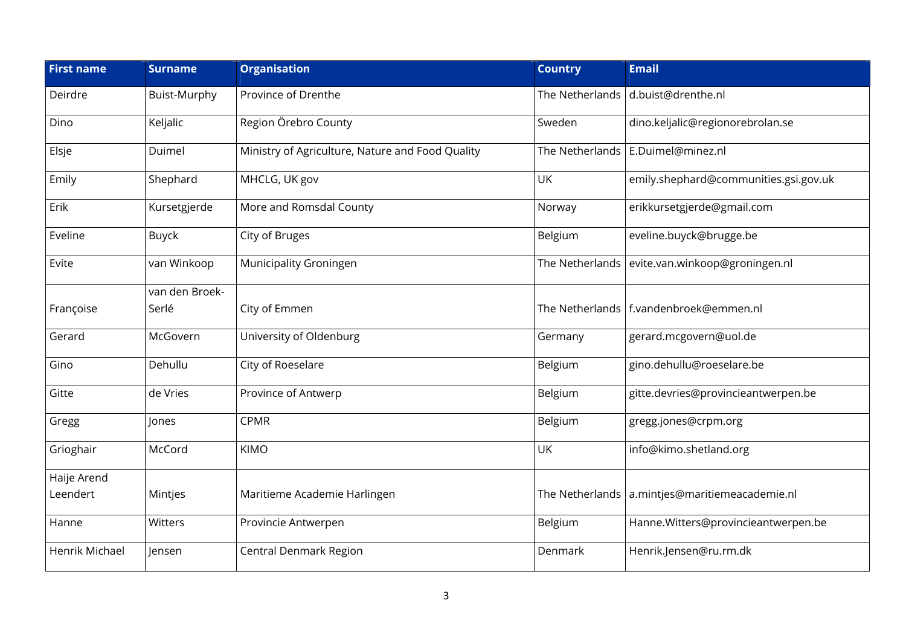| First name | Surname | Organisation | Country | Email |
| --- | --- | --- | --- | --- |
| Deirdre | Buist-Murphy | Province of Drenthe | The Netherlands | d.buist@drenthe.nl |
| Dino | Keljalic | Region Örebro County | Sweden | dino.keljalic@regionorebrolan.se |
| Elsje | Duimel | Ministry of Agriculture, Nature and Food Quality | The Netherlands | E.Duimel@minez.nl |
| Emily | Shephard | MHCLG, UK gov | UK | emily.shephard@communities.gsi.gov.uk |
| Erik | Kursetgjerde | More and Romsdal County | Norway | erikkursetgjerde@gmail.com |
| Eveline | Buyck | City of Bruges | Belgium | eveline.buyck@brugge.be |
| Evite | van Winkoop | Municipality Groningen | The Netherlands | evite.van.winkoop@groningen.nl |
| Françoise | van den Broek-Serlé | City of Emmen | The Netherlands | f.vandenbroek@emmen.nl |
| Gerard | McGovern | University of Oldenburg | Germany | gerard.mcgovern@uol.de |
| Gino | Dehullu | City of Roeselare | Belgium | gino.dehullu@roeselare.be |
| Gitte | de Vries | Province of Antwerp | Belgium | gitte.devries@provincieantwerpen.be |
| Gregg | Jones | CPMR | Belgium | gregg.jones@crpm.org |
| Grioghair | McCord | KIMO | UK | info@kimo.shetland.org |
| Haije Arend Leendert | Mintjes | Maritieme Academie Harlingen | The Netherlands | a.mintjes@maritiemeacademie.nl |
| Hanne | Witters | Provincie Antwerpen | Belgium | Hanne.Witters@provincieantwerpen.be |
| Henrik Michael | Jensen | Central Denmark Region | Denmark | Henrik.Jensen@ru.rm.dk |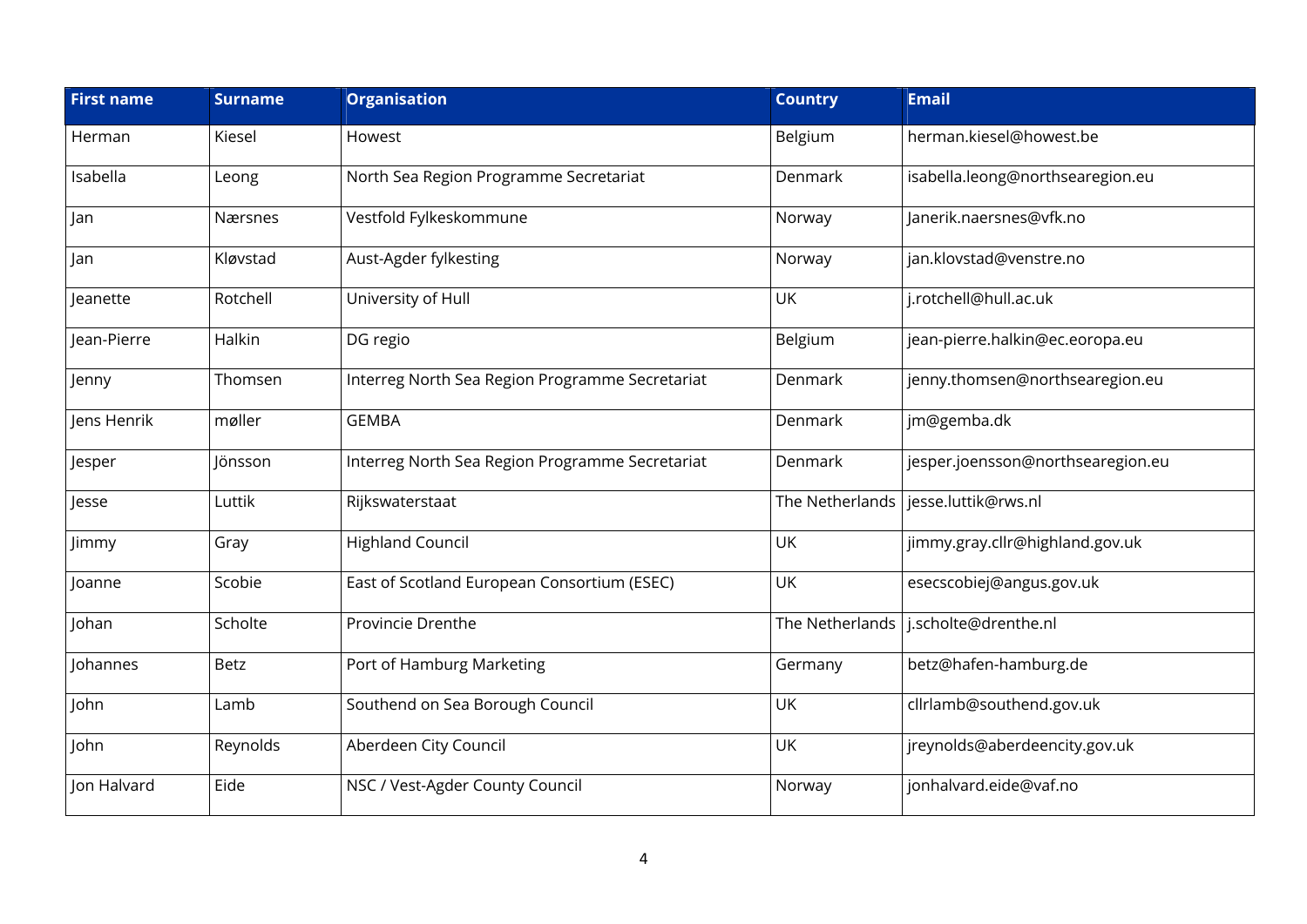| First name | Surname | Organisation | Country | Email |
| --- | --- | --- | --- | --- |
| Herman | Kiesel | Howest | Belgium | herman.kiesel@howest.be |
| Isabella | Leong | North Sea Region Programme Secretariat | Denmark | isabella.leong@northsearegion.eu |
| Jan | Nærsnes | Vestfold Fylkeskommune | Norway | Janerik.naersnes@vfk.no |
| Jan | Kløvstad | Aust-Agder fylkesting | Norway | jan.klovstad@venstre.no |
| Jeanette | Rotchell | University of Hull | UK | j.rotchell@hull.ac.uk |
| Jean-Pierre | Halkin | DG regio | Belgium | jean-pierre.halkin@ec.eoropa.eu |
| Jenny | Thomsen | Interreg North Sea Region Programme Secretariat | Denmark | jenny.thomsen@northsearegion.eu |
| Jens Henrik | møller | GEMBA | Denmark | jm@gemba.dk |
| Jesper | Jönsson | Interreg North Sea Region Programme Secretariat | Denmark | jesper.joensson@northsearegion.eu |
| Jesse | Luttik | Rijkswaterstaat | The Netherlands | jesse.luttik@rws.nl |
| Jimmy | Gray | Highland Council | UK | jimmy.gray.cllr@highland.gov.uk |
| Joanne | Scobie | East of Scotland European Consortium (ESEC) | UK | esecscobiej@angus.gov.uk |
| Johan | Scholte | Provincie Drenthe | The Netherlands | j.scholte@drenthe.nl |
| Johannes | Betz | Port of Hamburg Marketing | Germany | betz@hafen-hamburg.de |
| John | Lamb | Southend on Sea Borough Council | UK | cllrlamb@southend.gov.uk |
| John | Reynolds | Aberdeen City Council | UK | jreynolds@aberdeencity.gov.uk |
| Jon Halvard | Eide | NSC / Vest-Agder County Council | Norway | jonhalvard.eide@vaf.no |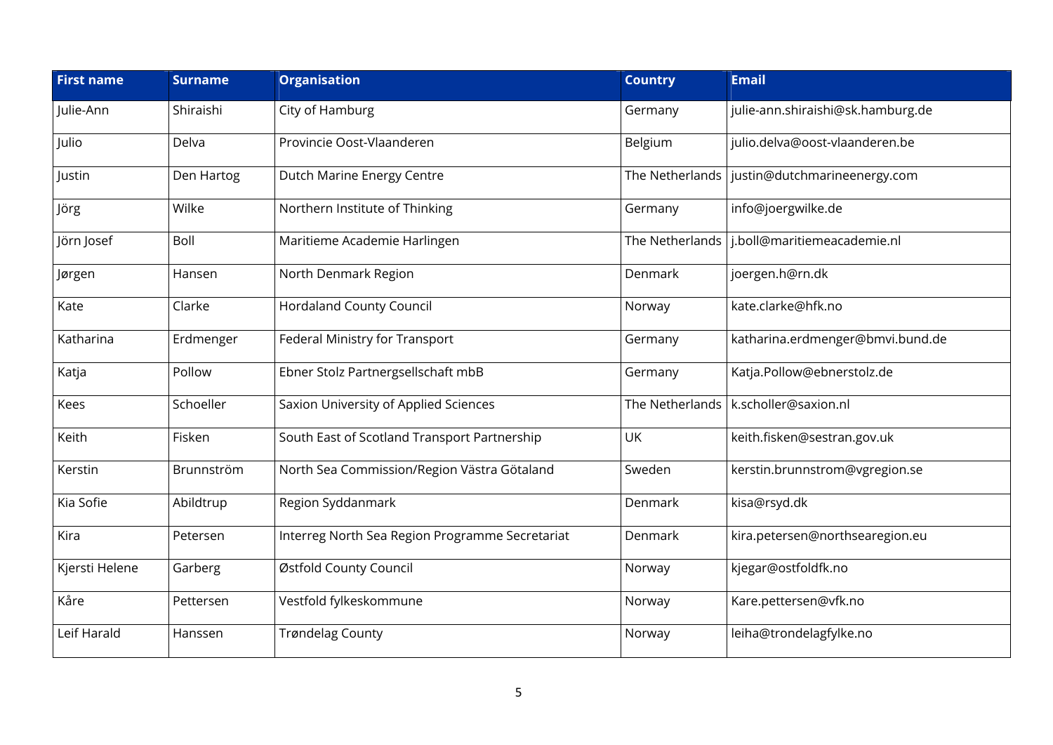| First name | Surname | Organisation | Country | Email |
| --- | --- | --- | --- | --- |
| Julie-Ann | Shiraishi | City of Hamburg | Germany | julie-ann.shiraishi@sk.hamburg.de |
| Julio | Delva | Provincie Oost-Vlaanderen | Belgium | julio.delva@oost-vlaanderen.be |
| Justin | Den Hartog | Dutch Marine Energy Centre | The Netherlands | justin@dutchmarineenergy.com |
| Jörg | Wilke | Northern Institute of Thinking | Germany | info@joergwilke.de |
| Jörn Josef | Boll | Maritieme Academie Harlingen | The Netherlands | j.boll@maritiemeacademie.nl |
| Jørgen | Hansen | North Denmark Region | Denmark | joergen.h@rn.dk |
| Kate | Clarke | Hordaland County Council | Norway | kate.clarke@hfk.no |
| Katharina | Erdmenger | Federal Ministry for Transport | Germany | katharina.erdmenger@bmvi.bund.de |
| Katja | Pollow | Ebner Stolz Partnergsellschaft mbB | Germany | Katja.Pollow@ebnerstolz.de |
| Kees | Schoeller | Saxion University of Applied Sciences | The Netherlands | k.scholler@saxion.nl |
| Keith | Fisken | South East of Scotland Transport Partnership | UK | keith.fisken@sestran.gov.uk |
| Kerstin | Brunnström | North Sea Commission/Region Västra Götaland | Sweden | kerstin.brunnstrom@vgregion.se |
| Kia Sofie | Abildtrup | Region Syddanmark | Denmark | kisa@rsyd.dk |
| Kira | Petersen | Interreg North Sea Region Programme Secretariat | Denmark | kira.petersen@northsearegion.eu |
| Kjersti Helene | Garberg | Østfold County Council | Norway | kjegar@ostfoldfk.no |
| Kåre | Pettersen | Vestfold fylkeskommune | Norway | Kare.pettersen@vfk.no |
| Leif Harald | Hanssen | Trøndelag County | Norway | leiha@trondelagfylke.no |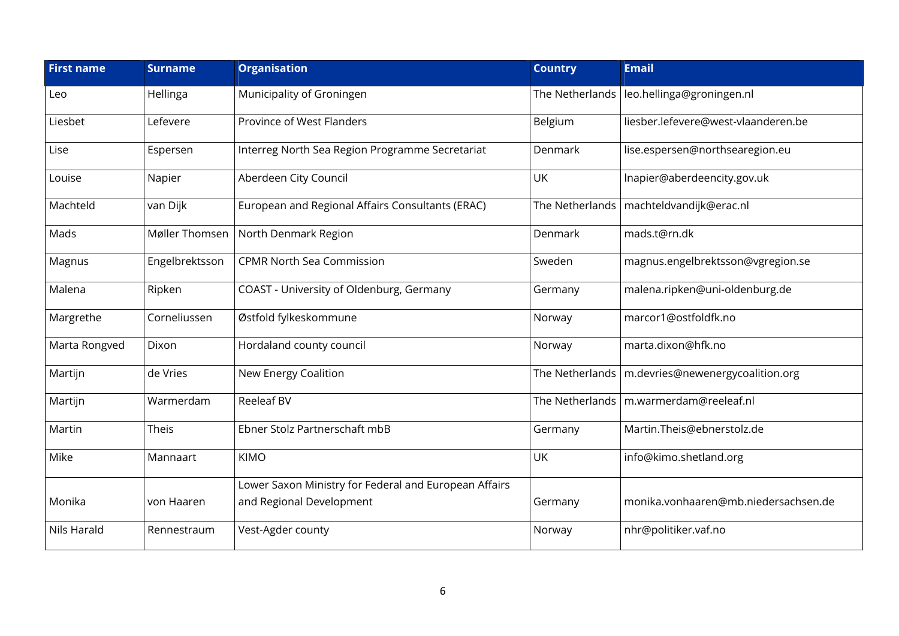| First name | Surname | Organisation | Country | Email |
|---|---|---|---|---|
| Leo | Hellinga | Municipality of Groningen | The Netherlands | leo.hellinga@groningen.nl |
| Liesbet | Lefevere | Province of West Flanders | Belgium | liesber.lefevere@west-vlaanderen.be |
| Lise | Espersen | Interreg North Sea Region Programme Secretariat | Denmark | lise.espersen@northsearegion.eu |
| Louise | Napier | Aberdeen City Council | UK | lnapier@aberdeencity.gov.uk |
| Machteld | van Dijk | European and Regional Affairs Consultants (ERAC) | The Netherlands | machteldvandijk@erac.nl |
| Mads | Møller Thomsen | North Denmark Region | Denmark | mads.t@rn.dk |
| Magnus | Engelbrektsson | CPMR North Sea Commission | Sweden | magnus.engelbrektsson@vgregion.se |
| Malena | Ripken | COAST - University of Oldenburg, Germany | Germany | malena.ripken@uni-oldenburg.de |
| Margrethe | Corneliussen | Østfold fylkeskommune | Norway | marcor1@ostfoldfk.no |
| Marta Rongved | Dixon | Hordaland county council | Norway | marta.dixon@hfk.no |
| Martijn | de Vries | New Energy Coalition | The Netherlands | m.devries@newenergycoalition.org |
| Martijn | Warmerdam | Reeleaf BV | The Netherlands | m.warmerdam@reeleaf.nl |
| Martin | Theis | Ebner Stolz Partnerschaft mbB | Germany | Martin.Theis@ebnerstolz.de |
| Mike | Mannaart | KIMO | UK | info@kimo.shetland.org |
| Monika | von Haaren | Lower Saxon Ministry for Federal and European Affairs and Regional Development | Germany | monika.vonhaaren@mb.niedersachsen.de |
| Nils Harald | Rennestraum | Vest-Agder county | Norway | nhr@politiker.vaf.no |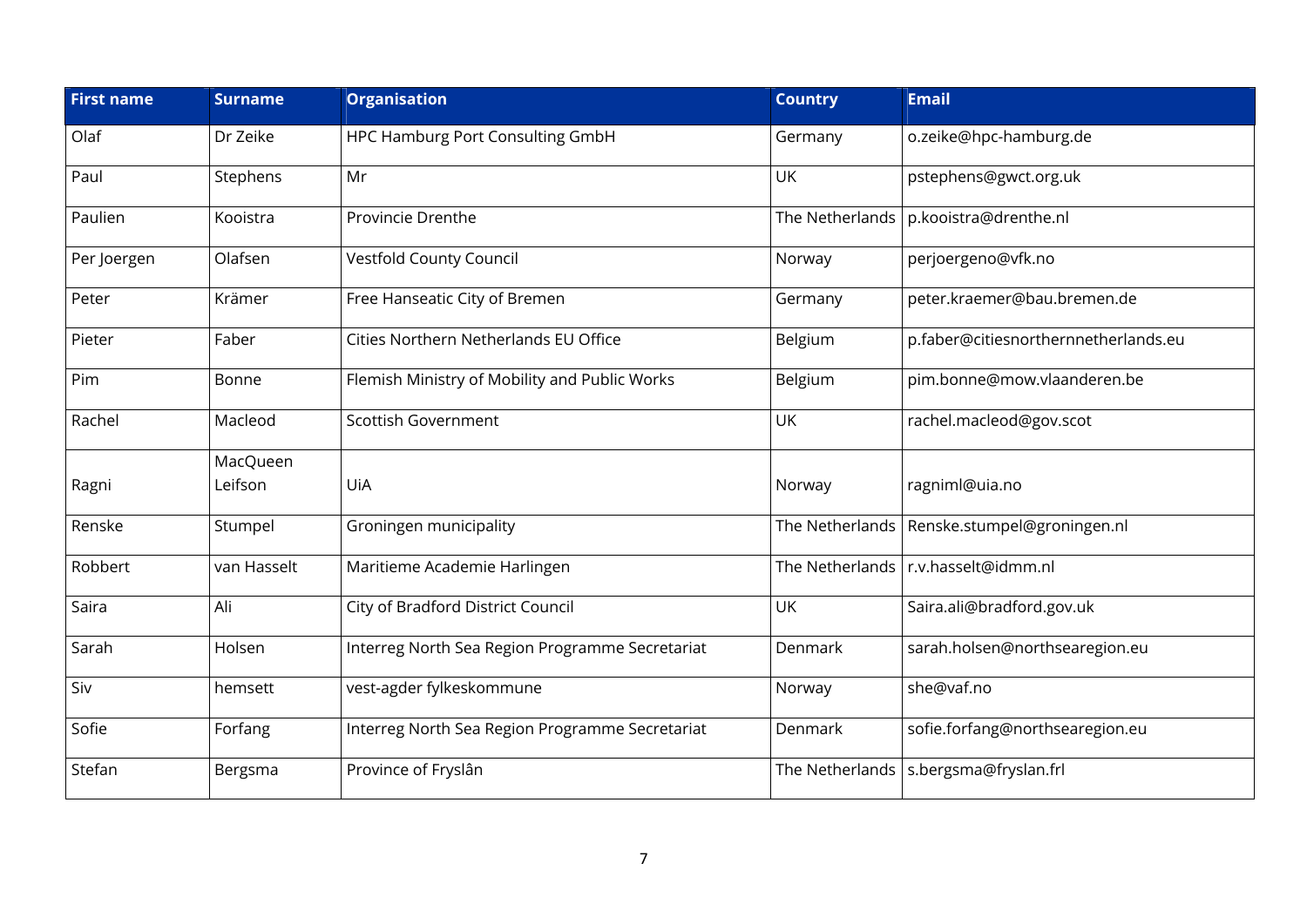| First name | Surname | Organisation | Country | Email |
|---|---|---|---|---|
| Olaf | Dr Zeike | HPC Hamburg Port Consulting GmbH | Germany | o.zeike@hpc-hamburg.de |
| Paul | Stephens | Mr | UK | pstephens@gwct.org.uk |
| Paulien | Kooistra | Provincie Drenthe | The Netherlands | p.kooistra@drenthe.nl |
| Per Joergen | Olafsen | Vestfold County Council | Norway | perjoergeno@vfk.no |
| Peter | Krämer | Free Hanseatic City of Bremen | Germany | peter.kraemer@bau.bremen.de |
| Pieter | Faber | Cities Northern Netherlands EU Office | Belgium | p.faber@citiesnorthernnetherlands.eu |
| Pim | Bonne | Flemish Ministry of Mobility and Public Works | Belgium | pim.bonne@mow.vlaanderen.be |
| Rachel | Macleod | Scottish Government | UK | rachel.macleod@gov.scot |
| Ragni | MacQueen Leifson | UiA | Norway | ragniml@uia.no |
| Renske | Stumpel | Groningen municipality | The Netherlands | Renske.stumpel@groningen.nl |
| Robbert | van Hasselt | Maritieme Academie Harlingen | The Netherlands | r.v.hasselt@idmm.nl |
| Saira | Ali | City of Bradford District Council | UK | Saira.ali@bradford.gov.uk |
| Sarah | Holsen | Interreg North Sea Region Programme Secretariat | Denmark | sarah.holsen@northsearegion.eu |
| Siv | hemsett | vest-agder fylkeskommune | Norway | she@vaf.no |
| Sofie | Forfang | Interreg North Sea Region Programme Secretariat | Denmark | sofie.forfang@northsearegion.eu |
| Stefan | Bergsma | Province of Fryslân | The Netherlands | s.bergsma@fryslan.frl |